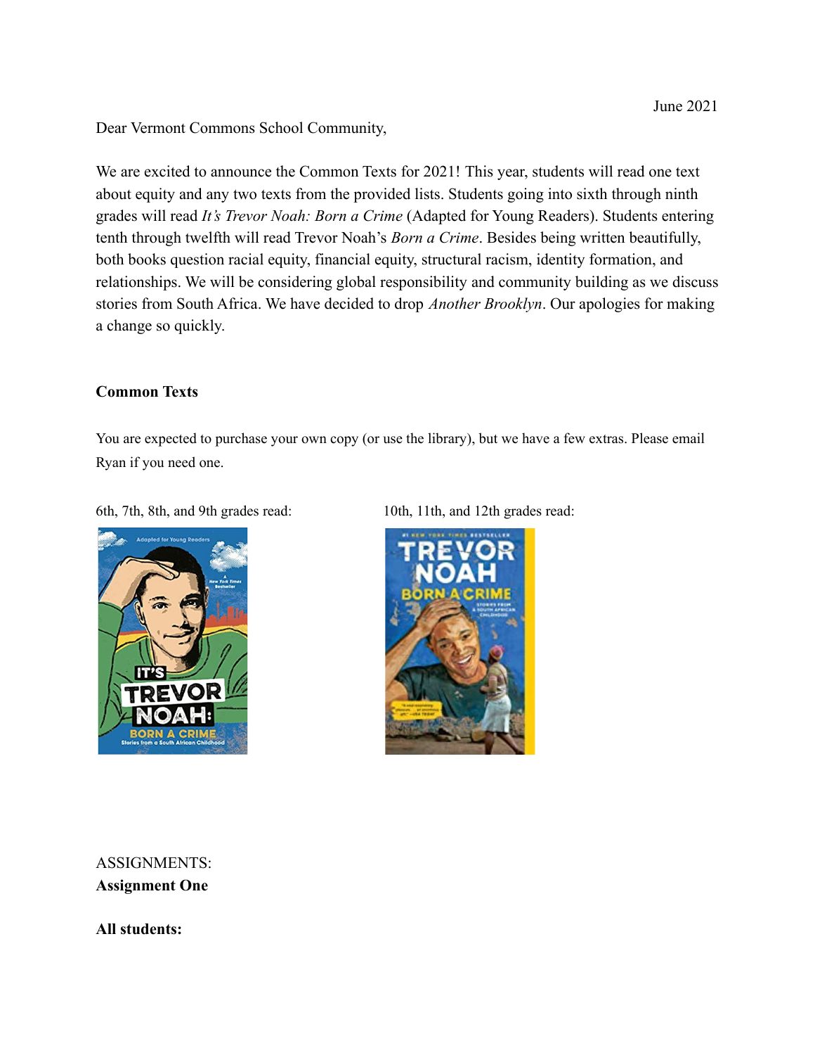June 2021

Dear Vermont Commons School Community,

We are excited to announce the Common Texts for 2021! This year, students will read one text about equity and any two texts from the provided lists. Students going into sixth through ninth grades will read *It's Trevor Noah: Born a Crime* (Adapted for Young Readers). Students entering tenth through twelfth will read Trevor Noah's *Born a Crime*. Besides being written beautifully, both books question racial equity, financial equity, structural racism, identity formation, and relationships. We will be considering global responsibility and community building as we discuss stories from South Africa. We have decided to drop *Another Brooklyn*. Our apologies for making a change so quickly.

**Common Texts**

You are expected to purchase your own copy (or use the library), but we have a few extras. Please email Ryan if you need one.

6th, 7th, 8th, and 9th grades read:

10th, 11th, and 12th grades read:

ASSIGNMENTS:

**Assignment One**

**All students:**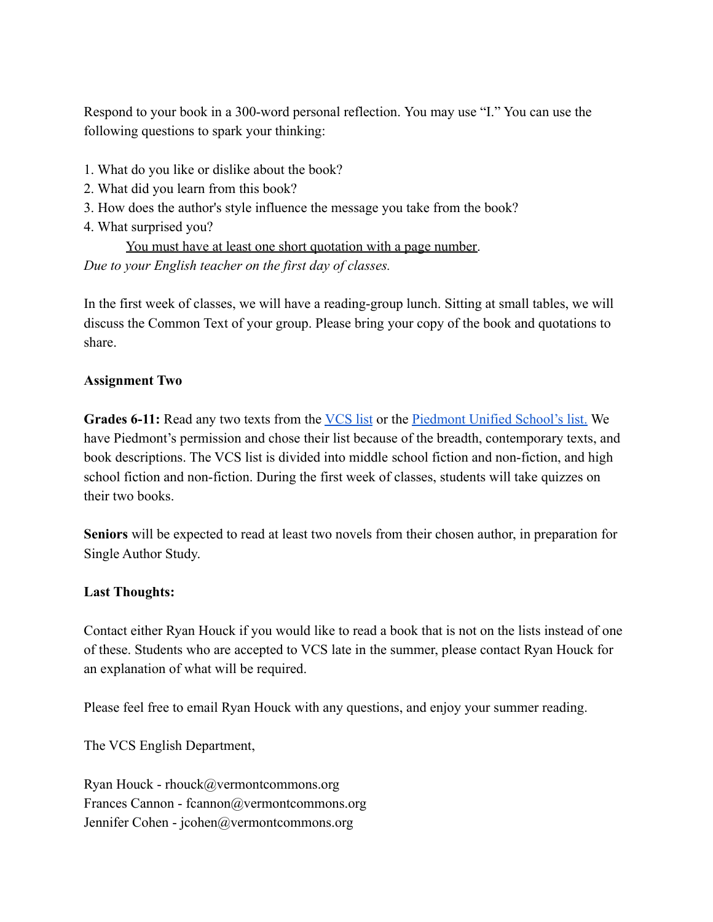Respond to your book in a 300-word personal reflection. You may use "I." You can use the following questions to spark your thinking:

1. What do you like or dislike about the book?
2. What did you learn from this book?
3. How does the author's style influence the message you take from the book?
4. What surprised you?

<u>You must have at least one short quotation with a page number</u>.

*Due to your English teacher on the first day of classes.*

In the first week of classes, we will have a reading-group lunch. Sitting at small tables, we will discuss the Common Text of your group. Please bring your copy of the book and quotations to share.

**Assignment Two**

**Grades 6-11:** Read any two texts from the [VCS list]() or the [Piedmont Unified School's list.]() We have Piedmont's permission and chose their list because of the breadth, contemporary texts, and book descriptions. The VCS list is divided into middle school fiction and non-fiction, and high school fiction and non-fiction. During the first week of classes, students will take quizzes on their two books.

**Seniors** will be expected to read at least two novels from their chosen author, in preparation for Single Author Study.

**Last Thoughts:**

Contact either Ryan Houck if you would like to read a book that is not on the lists instead of one of these. Students who are accepted to VCS late in the summer, please contact Ryan Houck for an explanation of what will be required.

Please feel free to email Ryan Houck with any questions, and enjoy your summer reading.

The VCS English Department,

Ryan Houck - rhouck@vermontcommons.org
Frances Cannon - fcannon@vermontcommons.org
Jennifer Cohen - jcohen@vermontcommons.org